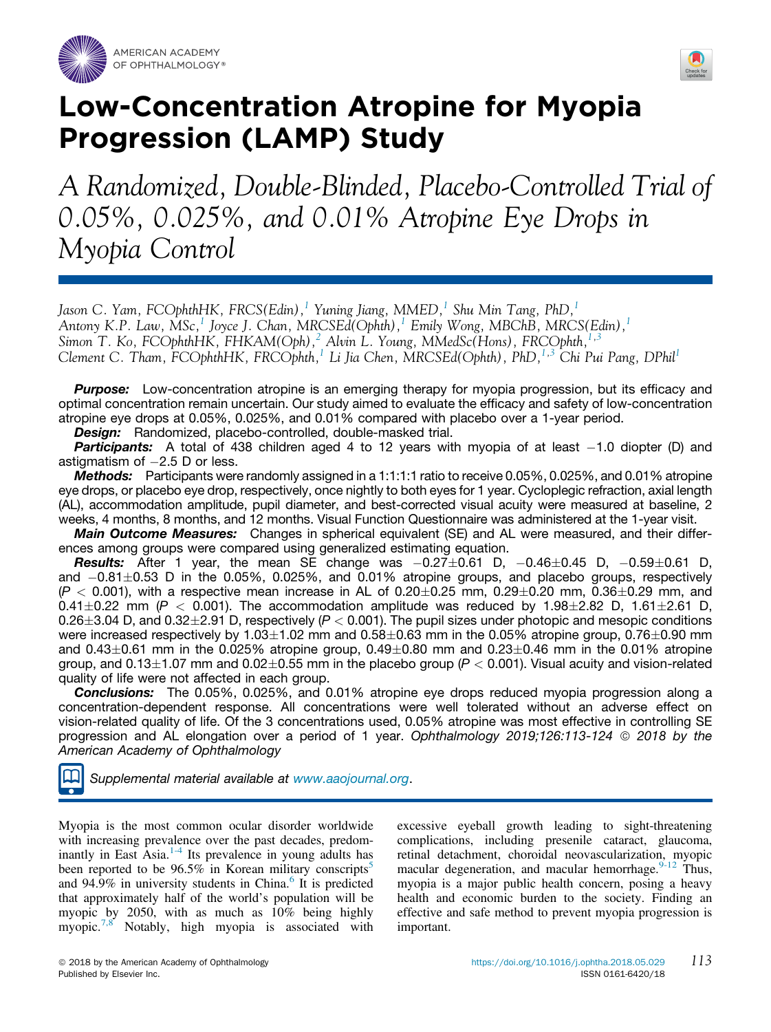# Low-Concentration Atropine for Myopia Progression (LAMP) Study

## *A Randomized, Double-Blinded, Placebo-Controlled Trial of 0.05%, 0.025%, and 0.01% Atropine Eye Drops in Myopia Control*

*Jason C. Yam, FCOphthHK, FRCS(Edin),[1] Yuning Jiang, MMED,[1] Shu Min Tang, PhD,[1] Antony K.P. Law, MSc,[1] Joyce J. Chan, MRCSEd(Ophth),[1] Emily Wong, MBChB, MRCS(Edin),[1] Simon T. Ko, FCOphthHK, FHKAM(Oph),[2] Alvin L. Young, MMedSc(Hons), FRCOphth,[1,3] Clement C. Tham, FCOphthHK, FRCOphth,[1] Li Jia Chen, MRCSEd(Ophth), PhD,[1,3] Chi Pui Pang, DPhil[1]*

***Purpose:*** Low-concentration atropine is an emerging therapy for myopia progression, but its efficacy and optimal concentration remain uncertain. Our study aimed to evaluate the efficacy and safety of low-concentration atropine eye drops at 0.05%, 0.025%, and 0.01% compared with placebo over a 1-year period.

***Design:*** Randomized, placebo-controlled, double-masked trial.

***Participants:*** A total of 438 children aged 4 to 12 years with myopia of at least $-1.0$ diopter (D) and astigmatism of $-2.5$ D or less.

***Methods:*** Participants were randomly assigned in a 1:1:1:1 ratio to receive 0.05%, 0.025%, and 0.01% atropine eye drops, or placebo eye drop, respectively, once nightly to both eyes for 1 year. Cycloplegic refraction, axial length (AL), accommodation amplitude, pupil diameter, and best-corrected visual acuity were measured at baseline, 2 weeks, 4 months, 8 months, and 12 months. Visual Function Questionnaire was administered at the 1-year visit.

***Main Outcome Measures:*** Changes in spherical equivalent (SE) and AL were measured, and their differences among groups were compared using generalized estimating equation.

***Results:*** After 1 year, the mean SE change was $-0.27\pm0.61$ D, $-0.46\pm0.45$ D, $-0.59\pm0.61$ D, and $-0.81\pm0.53$ D in the 0.05%, 0.025%, and 0.01% atropine groups, and placebo groups, respectively ($P < 0.001$), with a respective mean increase in AL of $0.20\pm0.25$ mm, $0.29\pm0.20$ mm, $0.36\pm0.29$ mm, and $0.41\pm0.22$ mm ($P < 0.001$). The accommodation amplitude was reduced by $1.98\pm2.82$ D, $1.61\pm2.61$ D, $0.26\pm3.04$ D, and $0.32\pm2.91$ D, respectively ($P < 0.001$). The pupil sizes under photopic and mesopic conditions were increased respectively by $1.03\pm1.02$ mm and $0.58\pm0.63$ mm in the 0.05% atropine group, $0.76\pm0.90$ mm and $0.43\pm0.61$ mm in the 0.025% atropine group, $0.49\pm0.80$ mm and $0.23\pm0.46$ mm in the 0.01% atropine group, and $0.13\pm1.07$ mm and $0.02\pm0.55$ mm in the placebo group ($P < 0.001$). Visual acuity and vision-related quality of life were not affected in each group.

***Conclusions:*** The 0.05%, 0.025%, and 0.01% atropine eye drops reduced myopia progression along a concentration-dependent response. All concentrations were well tolerated without an adverse effect on vision-related quality of life. Of the 3 concentrations used, 0.05% atropine was most effective in controlling SE progression and AL elongation over a period of 1 year. *Ophthalmology 2019;126:113-124 © 2018 by the American Academy of Ophthalmology*

*Supplemental material available at www.aaojournal.org.*

Myopia is the most common ocular disorder worldwide with increasing prevalence over the past decades, predominantly in East Asia.[1-4] Its prevalence in young adults has been reported to be 96.5% in Korean military conscripts[5] and 94.9% in university students in China.[6] It is predicted that approximately half of the world's population will be myopic by 2050, with as much as 10% being highly myopic.[7,8] Notably, high myopia is associated with excessive eyeball growth leading to sight-threatening complications, including presenile cataract, glaucoma, retinal detachment, choroidal neovascularization, myopic macular degeneration, and macular hemorrhage.[9-12] Thus, myopia is a major public health concern, posing a heavy health and economic burden to the society. Finding an effective and safe method to prevent myopia progression is important.

© 2018 by the American Academy of Ophthalmology
Published by Elsevier Inc.

https://doi.org/10.1016/j.ophtha.2018.05.029
ISSN 0161-6420/18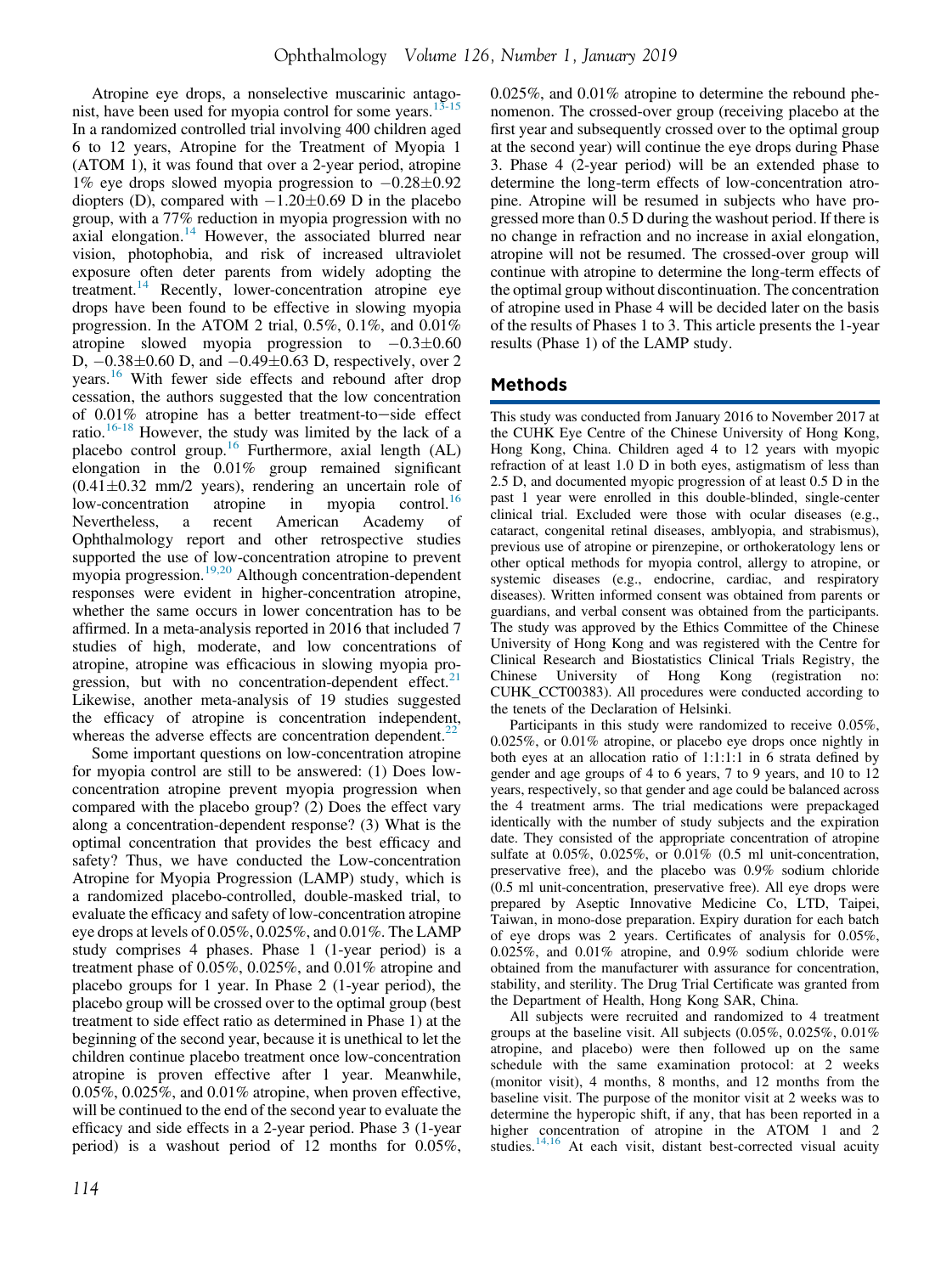Atropine eye drops, a nonselective muscarinic antagonist, have been used for myopia control for some years.[13-15] In a randomized controlled trial involving 400 children aged 6 to 12 years, Atropine for the Treatment of Myopia 1 (ATOM 1), it was found that over a 2-year period, atropine 1% eye drops slowed myopia progression to −0.28±0.92 diopters (D), compared with −1.20±0.69 D in the placebo group, with a 77% reduction in myopia progression with no axial elongation.[14] However, the associated blurred near vision, photophobia, and risk of increased ultraviolet exposure often deter parents from widely adopting the treatment.[14] Recently, lower-concentration atropine eye drops have been found to be effective in slowing myopia progression. In the ATOM 2 trial, 0.5%, 0.1%, and 0.01% atropine slowed myopia progression to −0.3±0.60 D, −0.38±0.60 D, and −0.49±0.63 D, respectively, over 2 years.[16] With fewer side effects and rebound after drop cessation, the authors suggested that the low concentration of 0.01% atropine has a better treatment-to−side effect ratio.[16-18] However, the study was limited by the lack of a placebo control group.[16] Furthermore, axial length (AL) elongation in the 0.01% group remained significant (0.41±0.32 mm/2 years), rendering an uncertain role of low-concentration atropine in myopia control.[16] Nevertheless, a recent American Academy of Ophthalmology report and other retrospective studies supported the use of low-concentration atropine to prevent myopia progression.[19,20] Although concentration-dependent responses were evident in higher-concentration atropine, whether the same occurs in lower concentration has to be affirmed. In a meta-analysis reported in 2016 that included 7 studies of high, moderate, and low concentrations of atropine, atropine was efficacious in slowing myopia progression, but with no concentration-dependent effect.[21] Likewise, another meta-analysis of 19 studies suggested the efficacy of atropine is concentration independent, whereas the adverse effects are concentration dependent.[22]

Some important questions on low-concentration atropine for myopia control are still to be answered: (1) Does low-concentration atropine prevent myopia progression when compared with the placebo group? (2) Does the effect vary along a concentration-dependent response? (3) What is the optimal concentration that provides the best efficacy and safety? Thus, we have conducted the Low-concentration Atropine for Myopia Progression (LAMP) study, which is a randomized placebo-controlled, double-masked trial, to evaluate the efficacy and safety of low-concentration atropine eye drops at levels of 0.05%, 0.025%, and 0.01%. The LAMP study comprises 4 phases. Phase 1 (1-year period) is a treatment phase of 0.05%, 0.025%, and 0.01% atropine and placebo groups for 1 year. In Phase 2 (1-year period), the placebo group will be crossed over to the optimal group (best treatment to side effect ratio as determined in Phase 1) at the beginning of the second year, because it is unethical to let the children continue placebo treatment once low-concentration atropine is proven effective after 1 year. Meanwhile, 0.05%, 0.025%, and 0.01% atropine, when proven effective, will be continued to the end of the second year to evaluate the efficacy and side effects in a 2-year period. Phase 3 (1-year period) is a washout period of 12 months for 0.05%, 0.025%, and 0.01% atropine to determine the rebound phenomenon. The crossed-over group (receiving placebo at the first year and subsequently crossed over to the optimal group at the second year) will continue the eye drops during Phase 3. Phase 4 (2-year period) will be an extended phase to determine the long-term effects of low-concentration atropine. Atropine will be resumed in subjects who have progressed more than 0.5 D during the washout period. If there is no change in refraction and no increase in axial elongation, atropine will not be resumed. The crossed-over group will continue with atropine to determine the long-term effects of the optimal group without discontinuation. The concentration of atropine used in Phase 4 will be decided later on the basis of the results of Phases 1 to 3. This article presents the 1-year results (Phase 1) of the LAMP study.

## Methods

This study was conducted from January 2016 to November 2017 at the CUHK Eye Centre of the Chinese University of Hong Kong, Hong Kong, China. Children aged 4 to 12 years with myopic refraction of at least 1.0 D in both eyes, astigmatism of less than 2.5 D, and documented myopic progression of at least 0.5 D in the past 1 year were enrolled in this double-blinded, single-center clinical trial. Excluded were those with ocular diseases (e.g., cataract, congenital retinal diseases, amblyopia, and strabismus), previous use of atropine or pirenzepine, or orthokeratology lens or other optical methods for myopia control, allergy to atropine, or systemic diseases (e.g., endocrine, cardiac, and respiratory diseases). Written informed consent was obtained from parents or guardians, and verbal consent was obtained from the participants. The study was approved by the Ethics Committee of the Chinese University of Hong Kong and was registered with the Centre for Clinical Research and Biostatistics Clinical Trials Registry, the Chinese University of Hong Kong (registration no: CUHK_CCT00383). All procedures were conducted according to the tenets of the Declaration of Helsinki.

Participants in this study were randomized to receive 0.05%, 0.025%, or 0.01% atropine, or placebo eye drops once nightly in both eyes at an allocation ratio of 1:1:1:1 in 6 strata defined by gender and age groups of 4 to 6 years, 7 to 9 years, and 10 to 12 years, respectively, so that gender and age could be balanced across the 4 treatment arms. The trial medications were prepackaged identically with the number of study subjects and the expiration date. They consisted of the appropriate concentration of atropine sulfate at 0.05%, 0.025%, or 0.01% (0.5 ml unit-concentration, preservative free), and the placebo was 0.9% sodium chloride (0.5 ml unit-concentration, preservative free). All eye drops were prepared by Aseptic Innovative Medicine Co, LTD, Taipei, Taiwan, in mono-dose preparation. Expiry duration for each batch of eye drops was 2 years. Certificates of analysis for 0.05%, 0.025%, and 0.01% atropine, and 0.9% sodium chloride were obtained from the manufacturer with assurance for concentration, stability, and sterility. The Drug Trial Certificate was granted from the Department of Health, Hong Kong SAR, China.

All subjects were recruited and randomized to 4 treatment groups at the baseline visit. All subjects (0.05%, 0.025%, 0.01% atropine, and placebo) were then followed up on the same schedule with the same examination protocol: at 2 weeks (monitor visit), 4 months, 8 months, and 12 months from the baseline visit. The purpose of the monitor visit at 2 weeks was to determine the hyperopic shift, if any, that has been reported in a higher concentration of atropine in the ATOM 1 and 2 studies.[14,16] At each visit, distant best-corrected visual acuity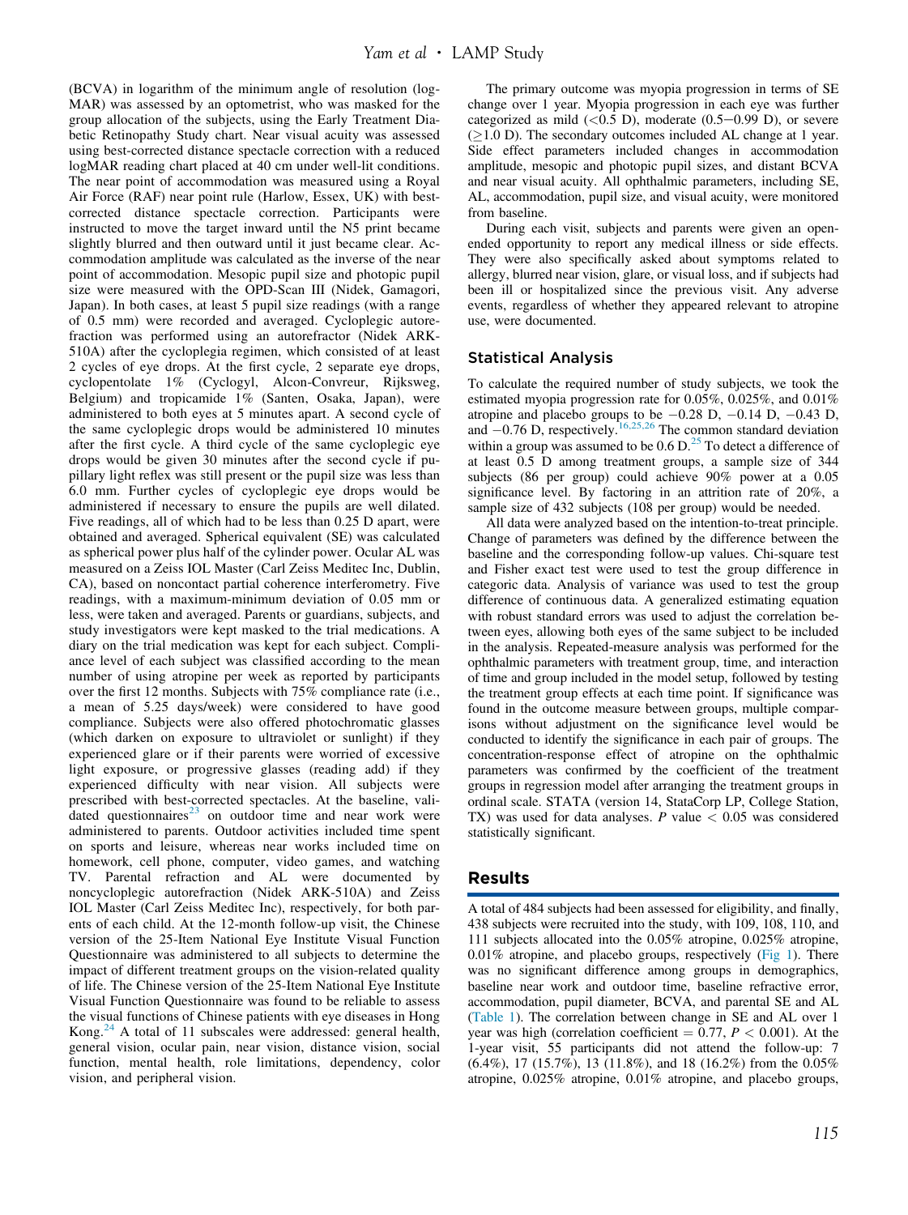(BCVA) in logarithm of the minimum angle of resolution (logMAR) was assessed by an optometrist, who was masked for the group allocation of the subjects, using the Early Treatment Diabetic Retinopathy Study chart. Near visual acuity was assessed using best-corrected distance spectacle correction with a reduced logMAR reading chart placed at 40 cm under well-lit conditions. The near point of accommodation was measured using a Royal Air Force (RAF) near point rule (Harlow, Essex, UK) with best-corrected distance spectacle correction. Participants were instructed to move the target inward until the N5 print became slightly blurred and then outward until it just became clear. Accommodation amplitude was calculated as the inverse of the near point of accommodation. Mesopic pupil size and photopic pupil size were measured with the OPD-Scan III (Nidek, Gamagori, Japan). In both cases, at least 5 pupil size readings (with a range of 0.5 mm) were recorded and averaged. Cycloplegic autorefraction was performed using an autorefractor (Nidek ARK-510A) after the cycloplegia regimen, which consisted of at least 2 cycles of eye drops. At the first cycle, 2 separate eye drops, cyclopentolate 1% (Cyclogyl, Alcon-Convreur, Rijksweg, Belgium) and tropicamide 1% (Santen, Osaka, Japan), were administered to both eyes at 5 minutes apart. A second cycle of the same cycloplegic drops would be administered 10 minutes after the first cycle. A third cycle of the same cycloplegic eye drops would be given 30 minutes after the second cycle if pupillary light reflex was still present or the pupil size was less than 6.0 mm. Further cycles of cycloplegic eye drops would be administered if necessary to ensure the pupils are well dilated. Five readings, all of which had to be less than 0.25 D apart, were obtained and averaged. Spherical equivalent (SE) was calculated as spherical power plus half of the cylinder power. Ocular AL was measured on a Zeiss IOL Master (Carl Zeiss Meditec Inc, Dublin, CA), based on noncontact partial coherence interferometry. Five readings, with a maximum-minimum deviation of 0.05 mm or less, were taken and averaged. Parents or guardians, subjects, and study investigators were kept masked to the trial medications. A diary on the trial medication was kept for each subject. Compliance level of each subject was classified according to the mean number of using atropine per week as reported by participants over the first 12 months. Subjects with 75% compliance rate (i.e., a mean of 5.25 days/week) were considered to have good compliance. Subjects were also offered photochromatic glasses (which darken on exposure to ultraviolet or sunlight) if they experienced glare or if their parents were worried of excessive light exposure, or progressive glasses (reading add) if they experienced difficulty with near vision. All subjects were prescribed with best-corrected spectacles. At the baseline, validated questionnaires[23] on outdoor time and near work were administered to parents. Outdoor activities included time spent on sports and leisure, whereas near works included time on homework, cell phone, computer, video games, and watching TV. Parental refraction and AL were documented by noncycloplegic autorefraction (Nidek ARK-510A) and Zeiss IOL Master (Carl Zeiss Meditec Inc), respectively, for both parents of each child. At the 12-month follow-up visit, the Chinese version of the 25-Item National Eye Institute Visual Function Questionnaire was administered to all subjects to determine the impact of different treatment groups on the vision-related quality of life. The Chinese version of the 25-Item National Eye Institute Visual Function Questionnaire was found to be reliable to assess the visual functions of Chinese patients with eye diseases in Hong Kong.[24] A total of 11 subscales were addressed: general health, general vision, ocular pain, near vision, distance vision, social function, mental health, role limitations, dependency, color vision, and peripheral vision.

The primary outcome was myopia progression in terms of SE change over 1 year. Myopia progression in each eye was further categorized as mild (<0.5 D), moderate (0.5−0.99 D), or severe (≥1.0 D). The secondary outcomes included AL change at 1 year. Side effect parameters included changes in accommodation amplitude, mesopic and photopic pupil sizes, and distant BCVA and near visual acuity. All ophthalmic parameters, including SE, AL, accommodation, pupil size, and visual acuity, were monitored from baseline.

During each visit, subjects and parents were given an open-ended opportunity to report any medical illness or side effects. They were also specifically asked about symptoms related to allergy, blurred near vision, glare, or visual loss, and if subjects had been ill or hospitalized since the previous visit. Any adverse events, regardless of whether they appeared relevant to atropine use, were documented.

### Statistical Analysis

To calculate the required number of study subjects, we took the estimated myopia progression rate for 0.05%, 0.025%, and 0.01% atropine and placebo groups to be −0.28 D, −0.14 D, −0.43 D, and −0.76 D, respectively.[16,25,26] The common standard deviation within a group was assumed to be 0.6 D.[25] To detect a difference of at least 0.5 D among treatment groups, a sample size of 344 subjects (86 per group) could achieve 90% power at a 0.05 significance level. By factoring in an attrition rate of 20%, a sample size of 432 subjects (108 per group) would be needed.

All data were analyzed based on the intention-to-treat principle. Change of parameters was defined by the difference between the baseline and the corresponding follow-up values. Chi-square test and Fisher exact test were used to test the group difference in categoric data. Analysis of variance was used to test the group difference of continuous data. A generalized estimating equation with robust standard errors was used to adjust the correlation between eyes, allowing both eyes of the same subject to be included in the analysis. Repeated-measure analysis was performed for the ophthalmic parameters with treatment group, time, and interaction of time and group included in the model setup, followed by testing the treatment group effects at each time point. If significance was found in the outcome measure between groups, multiple comparisons without adjustment on the significance level would be conducted to identify the significance in each pair of groups. The concentration-response effect of atropine on the ophthalmic parameters was confirmed by the coefficient of the treatment groups in regression model after arranging the treatment groups in ordinal scale. STATA (version 14, StataCorp LP, College Station, TX) was used for data analyses. $P$ value $< 0.05$ was considered statistically significant.

## Results

A total of 484 subjects had been assessed for eligibility, and finally, 438 subjects were recruited into the study, with 109, 108, 110, and 111 subjects allocated into the 0.05% atropine, 0.025% atropine, 0.01% atropine, and placebo groups, respectively (Fig 1). There was no significant difference among groups in demographics, baseline near work and outdoor time, baseline refractive error, accommodation, pupil diameter, BCVA, and parental SE and AL (Table 1). The correlation between change in SE and AL over 1 year was high (correlation coefficient = 0.77, $P < 0.001$). At the 1-year visit, 55 participants did not attend the follow-up: 7 (6.4%), 17 (15.7%), 13 (11.8%), and 18 (16.2%) from the 0.05% atropine, 0.025% atropine, 0.01% atropine, and placebo groups,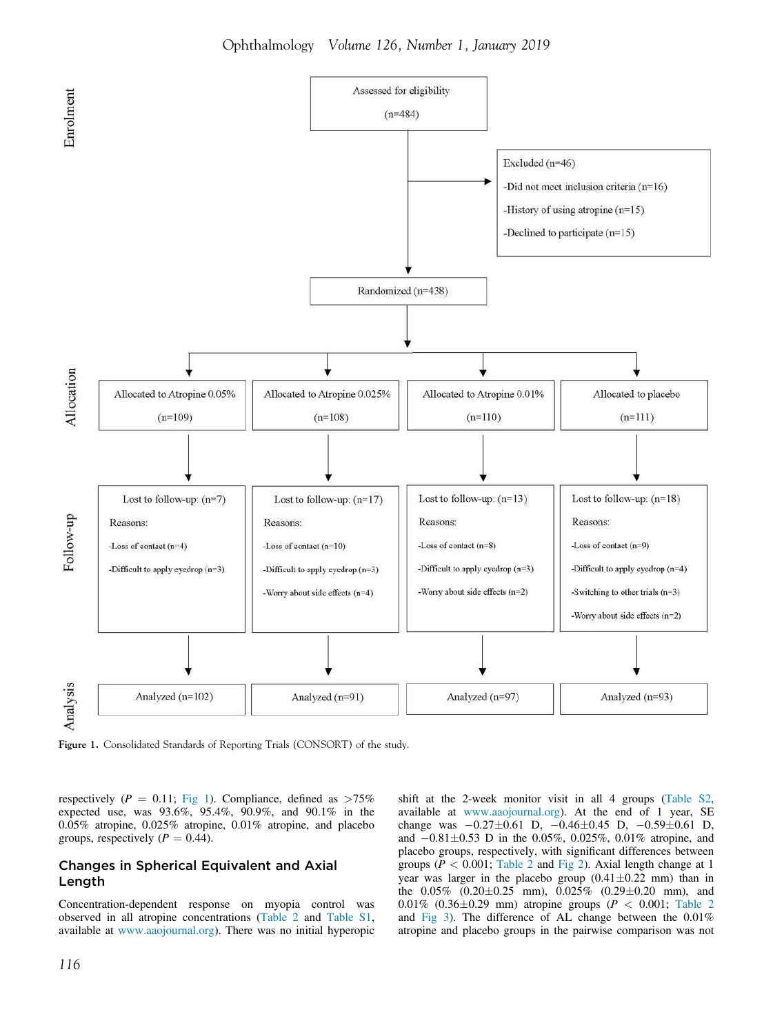Enrolment

Assessed for eligibility (n=484)

Excluded (n=46)
- Did not meet inclusion criteria (n=16)
- History of using atropine (n=15)
- Declined to participate (n=15)

Randomized (n=438)

Allocation

| Allocated to Atropine 0.05% (n=109) | Allocated to Atropine 0.025% (n=108) | Allocated to Atropine 0.01% (n=110) | Allocated to placebo (n=111) |
|---|---|---|---|

Follow-up

| Lost to follow-up: (n=7) | Lost to follow-up: (n=17) | Lost to follow-up: (n=13) | Lost to follow-up: (n=18) |
|---|---|---|---|
| Reasons: | Reasons: | Reasons: | Reasons: |
| -Loss of contact (n=4) | -Loss of contact (n=10) | -Loss of contact (n=8) | -Loss of contact (n=9) |
| -Difficult to apply eyedrop (n=3) | -Difficult to apply eyedrop (n=3) | -Difficult to apply eyedrop (n=3) | -Difficult to apply eyedrop (n=4) |
| | -Worry about side effects (n=4) | -Worry about side effects (n=2) | -Switching to other trials (n=3) |
| | | | -Worry about side effects (n=2) |

Analysis

| Analyzed (n=102) | Analyzed (n=91) | Analyzed (n=97) | Analyzed (n=93) |
|---|---|---|---|

**Figure 1.** Consolidated Standards of Reporting Trials (CONSORT) of the study.

respectively ($P = 0.11$; Fig 1). Compliance, defined as >75% expected use, was 93.6%, 95.4%, 90.9%, and 90.1% in the 0.05% atropine, 0.025% atropine, 0.01% atropine, and placebo groups, respectively ($P = 0.44$).

## Changes in Spherical Equivalent and Axial Length

Concentration-dependent response on myopia control was observed in all atropine concentrations (Table 2 and Table S1, available at www.aaojournal.org). There was no initial hyperopic shift at the 2-week monitor visit in all 4 groups (Table S2, available at www.aaojournal.org). At the end of 1 year, SE change was $-0.27\pm0.61$ D, $-0.46\pm0.45$ D, $-0.59\pm0.61$ D, and $-0.81\pm0.53$ D in the 0.05%, 0.025%, 0.01% atropine, and placebo groups, respectively, with significant differences between groups ($P < 0.001$; Table 2 and Fig 2). Axial length change at 1 year was larger in the placebo group ($0.41\pm0.22$ mm) than in the 0.05% ($0.20\pm0.25$ mm), 0.025% ($0.29\pm0.20$ mm), and 0.01% ($0.36\pm0.29$ mm) atropine groups ($P < 0.001$; Table 2 and Fig 3). The difference of AL change between the 0.01% atropine and placebo groups in the pairwise comparison was not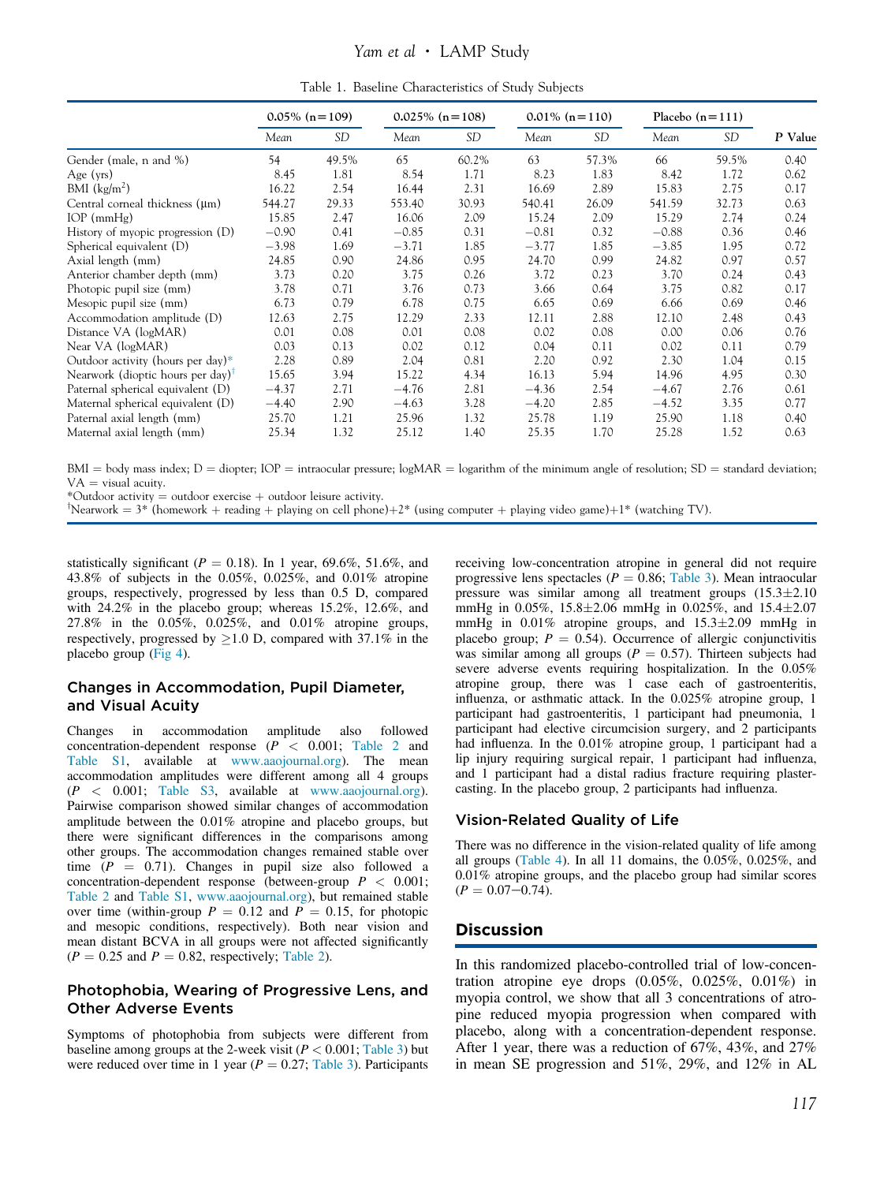Table 1. Baseline Characteristics of Study Subjects

| | 0.05% (n=109) | | 0.025% (n=108) | | 0.01% (n=110) | | Placebo (n=111) | | |
|---|---|---|---|---|---|---|---|---|---|
| | Mean | SD | Mean | SD | Mean | SD | Mean | SD | P Value |
| Gender (male, n and %) | 54 | 49.5% | 65 | 60.2% | 63 | 57.3% | 66 | 59.5% | 0.40 |
| Age (yrs) | 8.45 | 1.81 | 8.54 | 1.71 | 8.23 | 1.83 | 8.42 | 1.72 | 0.62 |
| BMI (kg/m$^2$) | 16.22 | 2.54 | 16.44 | 2.31 | 16.69 | 2.89 | 15.83 | 2.75 | 0.17 |
| Central corneal thickness (μm) | 544.27 | 29.33 | 553.40 | 30.93 | 540.41 | 26.09 | 541.59 | 32.73 | 0.63 |
| IOP (mmHg) | 15.85 | 2.47 | 16.06 | 2.09 | 15.24 | 2.09 | 15.29 | 2.74 | 0.24 |
| History of myopic progression (D) | −0.90 | 0.41 | −0.85 | 0.31 | −0.81 | 0.32 | −0.88 | 0.36 | 0.46 |
| Spherical equivalent (D) | −3.98 | 1.69 | −3.71 | 1.85 | −3.77 | 1.85 | −3.85 | 1.95 | 0.72 |
| Axial length (mm) | 24.85 | 0.90 | 24.86 | 0.95 | 24.70 | 0.99 | 24.82 | 0.97 | 0.57 |
| Anterior chamber depth (mm) | 3.73 | 0.20 | 3.75 | 0.26 | 3.72 | 0.23 | 3.70 | 0.24 | 0.43 |
| Photopic pupil size (mm) | 3.78 | 0.71 | 3.76 | 0.73 | 3.66 | 0.64 | 3.75 | 0.82 | 0.17 |
| Mesopic pupil size (mm) | 6.73 | 0.79 | 6.78 | 0.75 | 6.65 | 0.69 | 6.66 | 0.69 | 0.46 |
| Accommodation amplitude (D) | 12.63 | 2.75 | 12.29 | 2.33 | 12.11 | 2.88 | 12.10 | 2.48 | 0.43 |
| Distance VA (logMAR) | 0.01 | 0.08 | 0.01 | 0.08 | 0.02 | 0.08 | 0.00 | 0.06 | 0.76 |
| Near VA (logMAR) | 0.03 | 0.13 | 0.02 | 0.12 | 0.04 | 0.11 | 0.02 | 0.11 | 0.79 |
| Outdoor activity (hours per day)* | 2.28 | 0.89 | 2.04 | 0.81 | 2.20 | 0.92 | 2.30 | 1.04 | 0.15 |
| Nearwork (dioptic hours per day)† | 15.65 | 3.94 | 15.22 | 4.34 | 16.13 | 5.94 | 14.96 | 4.95 | 0.30 |
| Paternal spherical equivalent (D) | −4.37 | 2.71 | −4.76 | 2.81 | −4.36 | 2.54 | −4.67 | 2.76 | 0.61 |
| Maternal spherical equivalent (D) | −4.40 | 2.90 | −4.63 | 3.28 | −4.20 | 2.85 | −4.52 | 3.35 | 0.77 |
| Paternal axial length (mm) | 25.70 | 1.21 | 25.96 | 1.32 | 25.78 | 1.19 | 25.90 | 1.18 | 0.40 |
| Maternal axial length (mm) | 25.34 | 1.32 | 25.12 | 1.40 | 25.35 | 1.70 | 25.28 | 1.52 | 0.63 |

BMI = body mass index; D = diopter; IOP = intraocular pressure; logMAR = logarithm of the minimum angle of resolution; SD = standard deviation; VA = visual acuity.
*Outdoor activity = outdoor exercise + outdoor leisure activity.
†Nearwork = 3* (homework + reading + playing on cell phone)+2* (using computer + playing video game)+1* (watching TV).

statistically significant ($P = 0.18$). In 1 year, 69.6%, 51.6%, and 43.8% of subjects in the 0.05%, 0.025%, and 0.01% atropine groups, respectively, progressed by less than 0.5 D, compared with 24.2% in the placebo group; whereas 15.2%, 12.6%, and 27.8% in the 0.05%, 0.025%, and 0.01% atropine groups, respectively, progressed by ≥1.0 D, compared with 37.1% in the placebo group (Fig 4).

## Changes in Accommodation, Pupil Diameter, and Visual Acuity

Changes in accommodation amplitude also followed concentration-dependent response ($P < 0.001$; Table 2 and Table S1, available at www.aaojournal.org). The mean accommodation amplitudes were different among all 4 groups ($P < 0.001$; Table S3, available at www.aaojournal.org). Pairwise comparison showed similar changes of accommodation amplitude between the 0.01% atropine and placebo groups, but there were significant differences in the comparisons among other groups. The accommodation changes remained stable over time ($P = 0.71$). Changes in pupil size also followed a concentration-dependent response (between-group $P < 0.001$; Table 2 and Table S1, www.aaojournal.org), but remained stable over time (within-group $P = 0.12$ and $P = 0.15$, for photopic and mesopic conditions, respectively). Both near vision and mean distant BCVA in all groups were not affected significantly ($P = 0.25$ and $P = 0.82$, respectively; Table 2).

## Photophobia, Wearing of Progressive Lens, and Other Adverse Events

Symptoms of photophobia from subjects were different from baseline among groups at the 2-week visit ($P < 0.001$; Table 3) but were reduced over time in 1 year ($P = 0.27$; Table 3). Participants receiving low-concentration atropine in general did not require progressive lens spectacles ($P = 0.86$; Table 3). Mean intraocular pressure was similar among all treatment groups (15.3±2.10 mmHg in 0.05%, 15.8±2.06 mmHg in 0.025%, and 15.4±2.07 mmHg in 0.01% atropine groups, and 15.3±2.09 mmHg in placebo group; $P = 0.54$). Occurrence of allergic conjunctivitis was similar among all groups ($P = 0.57$). Thirteen subjects had severe adverse events requiring hospitalization. In the 0.05% atropine group, there was 1 case each of gastroenteritis, influenza, or asthmatic attack. In the 0.025% atropine group, 1 participant had gastroenteritis, 1 participant had pneumonia, 1 participant had elective circumcision surgery, and 2 participants had influenza. In the 0.01% atropine group, 1 participant had a lip injury requiring surgical repair, 1 participant had influenza, and 1 participant had a distal radius fracture requiring plaster-casting. In the placebo group, 2 participants had influenza.

## Vision-Related Quality of Life

There was no difference in the vision-related quality of life among all groups (Table 4). In all 11 domains, the 0.05%, 0.025%, and 0.01% atropine groups, and the placebo group had similar scores ($P = 0.07-0.74$).

# Discussion

In this randomized placebo-controlled trial of low-concentration atropine eye drops (0.05%, 0.025%, 0.01%) in myopia control, we show that all 3 concentrations of atropine reduced myopia progression when compared with placebo, along with a concentration-dependent response. After 1 year, there was a reduction of 67%, 43%, and 27% in mean SE progression and 51%, 29%, and 12% in AL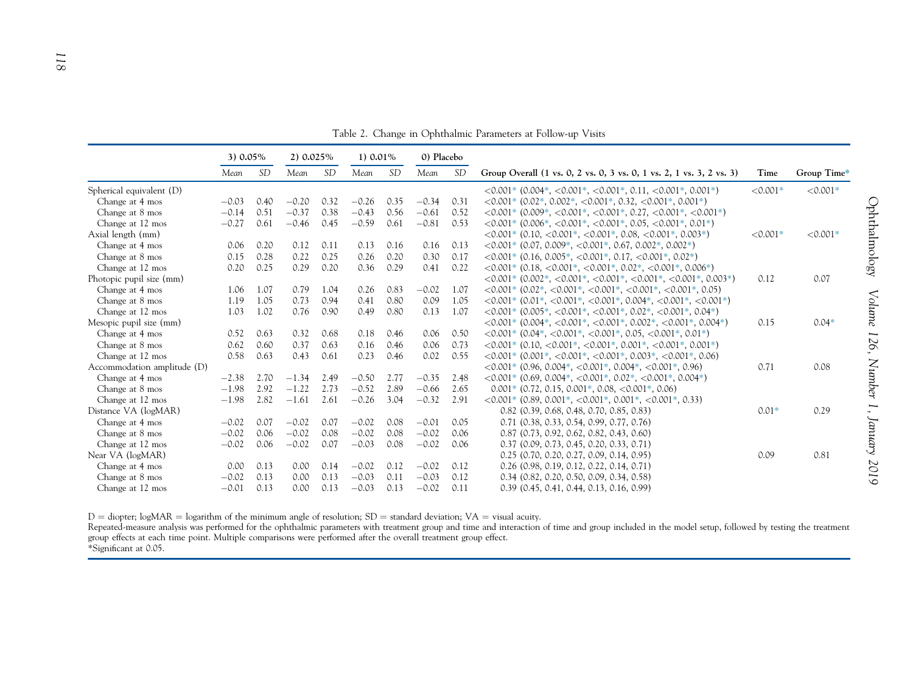Table 2. Change in Ophthalmic Parameters at Follow-up Visits

| | 3) 0.05% | | 2) 0.025% | | 1) 0.01% | | 0) Placebo | | | | |
|---|---|---|---|---|---|---|---|---|---|---|---|
| | *Mean* | *SD* | *Mean* | *SD* | *Mean* | *SD* | *Mean* | *SD* | **Group Overall (1 vs. 0, 2 vs. 0, 3 vs. 0, 1 vs. 2, 1 vs. 3, 2 vs. 3)** | **Time** | **Group Time*** |
| Spherical equivalent (D) | | | | | | | | | <0.001* (0.004*, <0.001*, <0.001*, 0.11, <0.001*, 0.001*) | <0.001* | <0.001* |
| Change at 4 mos | −0.03 | 0.40 | −0.20 | 0.32 | −0.26 | 0.35 | −0.34 | 0.31 | <0.001* (0.02*, 0.002*, <0.001*, 0.32, <0.001*, 0.001*) | | |
| Change at 8 mos | −0.14 | 0.51 | −0.37 | 0.38 | −0.43 | 0.56 | −0.61 | 0.52 | <0.001* (0.009*, <0.001*, <0.001*, 0.27, <0.001*, <0.001*) | | |
| Change at 12 mos | −0.27 | 0.61 | −0.46 | 0.45 | −0.59 | 0.61 | −0.81 | 0.53 | <0.001* (0.006*, <0.001*, <0.001*, 0.05, <0.001*, 0.01*) | | |
| Axial length (mm) | | | | | | | | | <0.001* (0.10, <0.001*, <0.001*, 0.08, <0.001*, 0.003*) | <0.001* | <0.001* |
| Change at 4 mos | 0.06 | 0.20 | 0.12 | 0.11 | 0.13 | 0.16 | 0.16 | 0.13 | <0.001* (0.07, 0.009*, <0.001*, 0.67, 0.002*, 0.002*) | | |
| Change at 8 mos | 0.15 | 0.28 | 0.22 | 0.25 | 0.26 | 0.20 | 0.30 | 0.17 | <0.001* (0.16, 0.005*, <0.001*, 0.17, <0.001*, 0.02*) | | |
| Change at 12 mos | 0.20 | 0.25 | 0.29 | 0.20 | 0.36 | 0.29 | 0.41 | 0.22 | <0.001* (0.18, <0.001*, <0.001*, 0.02*, <0.001*, 0.006*) | | |
| Photopic pupil size (mm) | | | | | | | | | <0.001* (0.002*, <0.001*, <0.001*, <0.001*, <0.001*, 0.003*) | 0.12 | 0.07 |
| Change at 4 mos | 1.06 | 1.07 | 0.79 | 1.04 | 0.26 | 0.83 | −0.02 | 1.07 | <0.001* (0.02*, <0.001*, <0.001*, <0.001*, <0.001*, 0.05) | | |
| Change at 8 mos | 1.19 | 1.05 | 0.73 | 0.94 | 0.41 | 0.80 | 0.09 | 1.05 | <0.001* (0.01*, <0.001*, <0.001*, 0.004*, <0.001*, <0.001*) | | |
| Change at 12 mos | 1.03 | 1.02 | 0.76 | 0.90 | 0.49 | 0.80 | 0.13 | 1.07 | <0.001* (0.005*, <0.001*, <0.001*, 0.02*, <0.001*, 0.04*) | | |
| Mesopic pupil size (mm) | | | | | | | | | <0.001* (0.004*, <0.001*, <0.001*, 0.002*, <0.001*, 0.004*) | 0.15 | 0.04* |
| Change at 4 mos | 0.52 | 0.63 | 0.32 | 0.68 | 0.18 | 0.46 | 0.06 | 0.50 | <0.001* (0.04*, <0.001*, <0.001*, 0.05, <0.001*, 0.01*) | | |
| Change at 8 mos | 0.62 | 0.60 | 0.37 | 0.63 | 0.16 | 0.46 | 0.06 | 0.73 | <0.001* (0.10, <0.001*, <0.001*, 0.001*, <0.001*, 0.001*) | | |
| Change at 12 mos | 0.58 | 0.63 | 0.43 | 0.61 | 0.23 | 0.46 | 0.02 | 0.55 | <0.001* (0.001*, <0.001*, <0.001*, 0.003*, <0.001*, 0.06) | | |
| Accommodation amplitude (D) | | | | | | | | | <0.001* (0.96, 0.004*, <0.001*, 0.004*, <0.001*, 0.96) | 0.71 | 0.08 |
| Change at 4 mos | −2.38 | 2.70 | −1.34 | 2.49 | −0.50 | 2.77 | −0.35 | 2.48 | <0.001* (0.69, 0.004*, <0.001*, 0.02*, <0.001*, 0.004*) | | |
| Change at 8 mos | −1.98 | 2.92 | −1.22 | 2.73 | −0.52 | 2.89 | −0.66 | 2.65 | 0.001* (0.72, 0.15, 0.001*, 0.08, <0.001*, 0.06) | | |
| Change at 12 mos | −1.98 | 2.82 | −1.61 | 2.61 | −0.26 | 3.04 | −0.32 | 2.91 | <0.001* (0.89, 0.001*, <0.001*, 0.001*, <0.001*, 0.33) | | |
| Distance VA (logMAR) | | | | | | | | | 0.82 (0.39, 0.68, 0.48, 0.70, 0.85, 0.83) | 0.01* | 0.29 |
| Change at 4 mos | −0.02 | 0.07 | −0.02 | 0.07 | −0.02 | 0.08 | −0.01 | 0.05 | 0.71 (0.38, 0.33, 0.54, 0.99, 0.77, 0.76) | | |
| Change at 8 mos | −0.02 | 0.06 | −0.02 | 0.08 | −0.02 | 0.08 | −0.02 | 0.06 | 0.87 (0.73, 0.92, 0.62, 0.82, 0.43, 0.60) | | |
| Change at 12 mos | −0.02 | 0.06 | −0.02 | 0.07 | −0.03 | 0.08 | −0.02 | 0.06 | 0.37 (0.09, 0.73, 0.45, 0.20, 0.33, 0.71) | | |
| Near VA (logMAR) | | | | | | | | | 0.25 (0.70, 0.20, 0.27, 0.09, 0.14, 0.95) | 0.09 | 0.81 |
| Change at 4 mos | 0.00 | 0.13 | 0.00 | 0.14 | −0.02 | 0.12 | −0.02 | 0.12 | 0.26 (0.98, 0.19, 0.12, 0.22, 0.14, 0.71) | | |
| Change at 8 mos | −0.02 | 0.13 | 0.00 | 0.13 | −0.03 | 0.11 | −0.03 | 0.12 | 0.34 (0.82, 0.20, 0.50, 0.09, 0.34, 0.58) | | |
| Change at 12 mos | −0.01 | 0.13 | 0.00 | 0.13 | −0.03 | 0.13 | −0.02 | 0.11 | 0.39 (0.45, 0.41, 0.44, 0.13, 0.16, 0.99) | | |

D = diopter; logMAR = logarithm of the minimum angle of resolution; SD = standard deviation; VA = visual acuity.
Repeated-measure analysis was performed for the ophthalmic parameters with treatment group and time and interaction of time and group included in the model setup, followed by testing the treatment group effects at each time point. Multiple comparisons were performed after the overall treatment group effect.
*Significant at 0.05.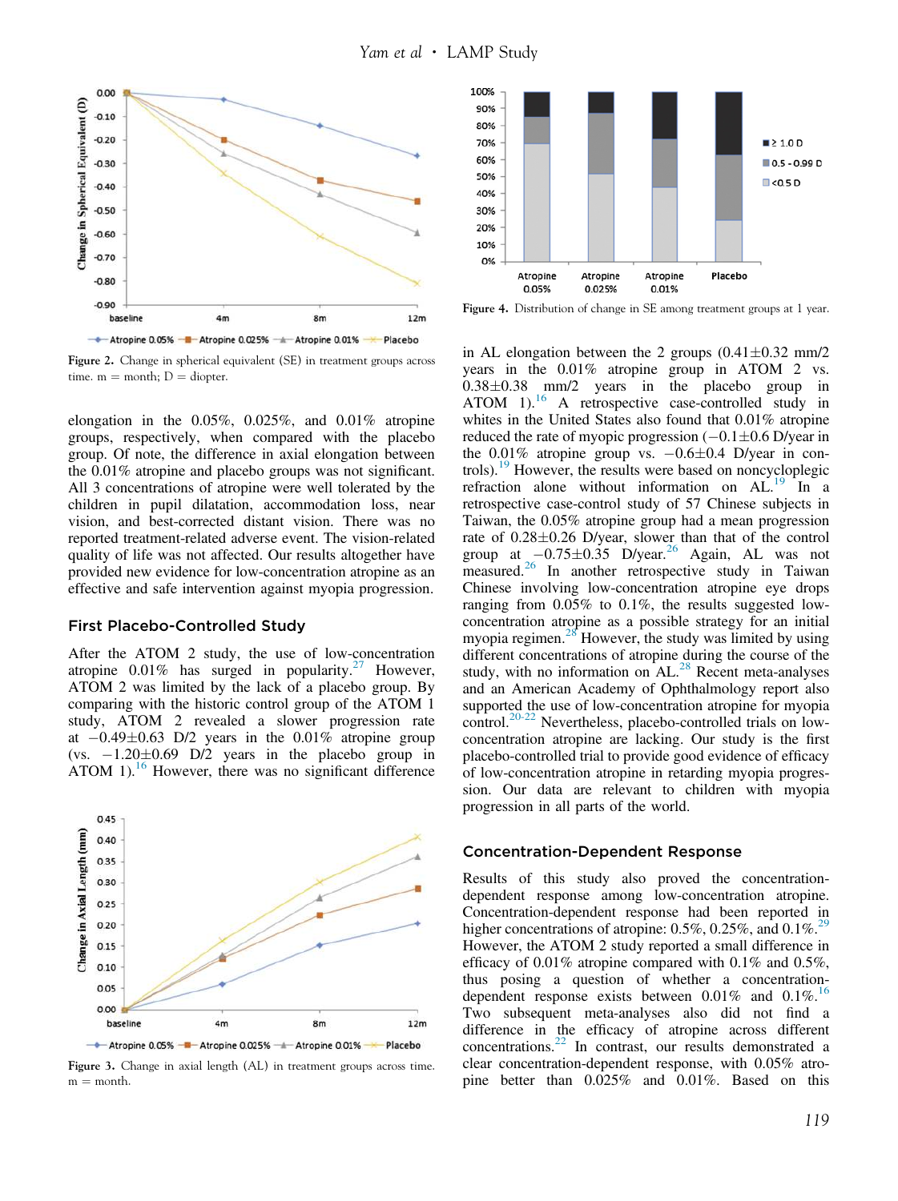Figure 2. Change in spherical equivalent (SE) in treatment groups across time. m = month; D = diopter.

elongation in the 0.05%, 0.025%, and 0.01% atropine groups, respectively, when compared with the placebo group. Of note, the difference in axial elongation between the 0.01% atropine and placebo groups was not significant. All 3 concentrations of atropine were well tolerated by the children in pupil dilatation, accommodation loss, near vision, and best-corrected distant vision. There was no reported treatment-related adverse event. The vision-related quality of life was not affected. Our results altogether have provided new evidence for low-concentration atropine as an effective and safe intervention against myopia progression.

## First Placebo-Controlled Study

After the ATOM 2 study, the use of low-concentration atropine 0.01% has surged in popularity.[27] However, ATOM 2 was limited by the lack of a placebo group. By comparing with the historic control group of the ATOM 1 study, ATOM 2 revealed a slower progression rate at $-0.49 \pm 0.63$ D/2 years in the 0.01% atropine group (vs. $-1.20 \pm 0.69$ D/2 years in the placebo group in ATOM 1).[16] However, there was no significant difference

Figure 3. Change in axial length (AL) in treatment groups across time. m = month.

Figure 4. Distribution of change in SE among treatment groups at 1 year.

in AL elongation between the 2 groups ($0.41 \pm 0.32$ mm/2 years in the 0.01% atropine group in ATOM 2 vs. $0.38 \pm 0.38$ mm/2 years in the placebo group in ATOM 1).[16] A retrospective case-controlled study in whites in the United States also found that 0.01% atropine reduced the rate of myopic progression ($-0.1 \pm 0.6$ D/year in the 0.01% atropine group vs. $-0.6 \pm 0.4$ D/year in controls).[19] However, the results were based on noncycloplegic refraction alone without information on AL.[19] In a retrospective case-control study of 57 Chinese subjects in Taiwan, the 0.05% atropine group had a mean progression rate of $0.28 \pm 0.26$ D/year, slower than that of the control group at $-0.75 \pm 0.35$ D/year.[26] Again, AL was not measured.[26] In another retrospective study in Taiwan Chinese involving low-concentration atropine eye drops ranging from 0.05% to 0.1%, the results suggested low-concentration atropine as a possible strategy for an initial myopia regimen.[28] However, the study was limited by using different concentrations of atropine during the course of the study, with no information on AL.[28] Recent meta-analyses and an American Academy of Ophthalmology report also supported the use of low-concentration atropine for myopia control.[20-22] Nevertheless, placebo-controlled trials on low-concentration atropine are lacking. Our study is the first placebo-controlled trial to provide good evidence of efficacy of low-concentration atropine in retarding myopia progression. Our data are relevant to children with myopia progression in all parts of the world.

## Concentration-Dependent Response

Results of this study also proved the concentration-dependent response among low-concentration atropine. Concentration-dependent response had been reported in higher concentrations of atropine: 0.5%, 0.25%, and 0.1%.[29] However, the ATOM 2 study reported a small difference in efficacy of 0.01% atropine compared with 0.1% and 0.5%, thus posing a question of whether a concentration-dependent response exists between 0.01% and 0.1%.[16] Two subsequent meta-analyses also did not find a difference in the efficacy of atropine across different concentrations.[22] In contrast, our results demonstrated a clear concentration-dependent response, with 0.05% atropine better than 0.025% and 0.01%. Based on this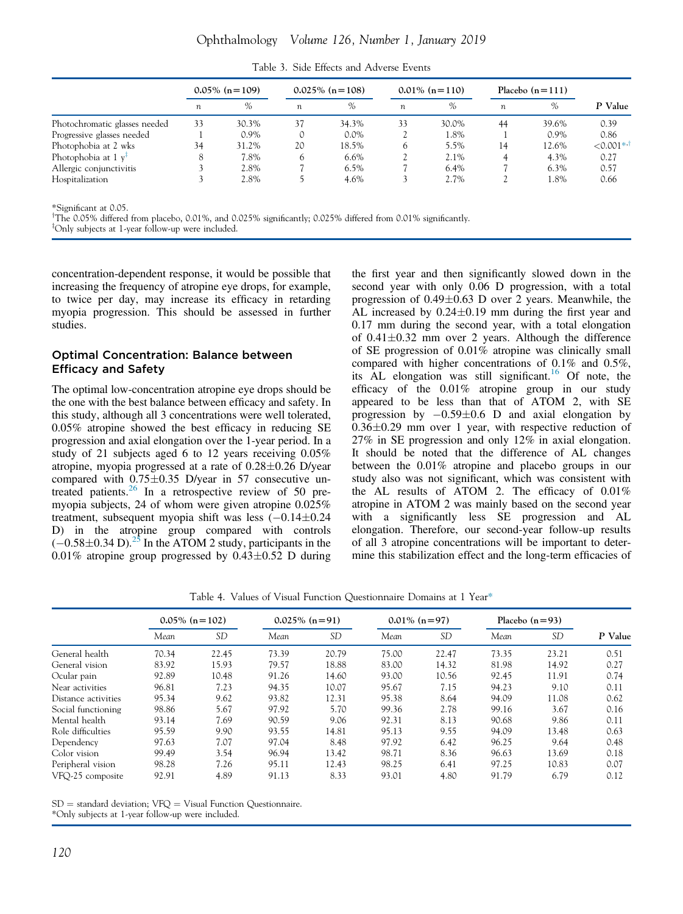Table 3. Side Effects and Adverse Events

| | 0.05% (n=109) | | 0.025% (n=108) | | 0.01% (n=110) | | Placebo (n=111) | | |
|---|---|---|---|---|---|---|---|---|---|
| | *n* | % | *n* | % | *n* | % | *n* | % | *P* Value |
| Photochromatic glasses needed | 33 | 30.3% | 37 | 34.3% | 33 | 30.0% | 44 | 39.6% | 0.39 |
| Progressive glasses needed | 1 | 0.9% | 0 | 0.0% | 2 | 1.8% | 1 | 0.9% | 0.86 |
| Photophobia at 2 wks | 34 | 31.2% | 20 | 18.5% | 6 | 5.5% | 14 | 12.6% | <0.001*,† |
| Photophobia at 1 y‡ | 8 | 7.8% | 6 | 6.6% | 2 | 2.1% | 4 | 4.3% | 0.27 |
| Allergic conjunctivitis | 3 | 2.8% | 7 | 6.5% | 7 | 6.4% | 7 | 6.3% | 0.57 |
| Hospitalization | 3 | 2.8% | 5 | 4.6% | 3 | 2.7% | 2 | 1.8% | 0.66 |

*Significant at 0.05.
†The 0.05% differed from placebo, 0.01%, and 0.025% significantly; 0.025% differed from 0.01% significantly.
‡Only subjects at 1-year follow-up were included.

concentration-dependent response, it would be possible that increasing the frequency of atropine eye drops, for example, to twice per day, may increase its efficacy in retarding myopia progression. This should be assessed in further studies.

## Optimal Concentration: Balance between Efficacy and Safety

The optimal low-concentration atropine eye drops should be the one with the best balance between efficacy and safety. In this study, although all 3 concentrations were well tolerated, 0.05% atropine showed the best efficacy in reducing SE progression and axial elongation over the 1-year period. In a study of 21 subjects aged 6 to 12 years receiving 0.05% atropine, myopia progressed at a rate of $0.28\pm0.26$ D/year compared with $0.75\pm0.35$ D/year in 57 consecutive untreated patients.[26] In a retrospective review of 50 pre-myopia subjects, 24 of whom were given atropine 0.025% treatment, subsequent myopia shift was less ($-0.14\pm0.24$ D) in the atropine group compared with controls ($-0.58\pm0.34$ D).[25] In the ATOM 2 study, participants in the 0.01% atropine group progressed by $0.43\pm0.52$ D during the first year and then significantly slowed down in the second year with only 0.06 D progression, with a total progression of $0.49\pm0.63$ D over 2 years. Meanwhile, the AL increased by $0.24\pm0.19$ mm during the first year and 0.17 mm during the second year, with a total elongation of $0.41\pm0.32$ mm over 2 years. Although the difference of SE progression of 0.01% atropine was clinically small compared with higher concentrations of 0.1% and 0.5%, its AL elongation was still significant.[16] Of note, the efficacy of the 0.01% atropine group in our study appeared to be less than that of ATOM 2, with SE progression by $-0.59\pm0.6$ D and axial elongation by $0.36\pm0.29$ mm over 1 year, with respective reduction of 27% in SE progression and only 12% in axial elongation. It should be noted that the difference of AL changes between the 0.01% atropine and placebo groups in our study also was not significant, which was consistent with the AL results of ATOM 2. The efficacy of 0.01% atropine in ATOM 2 was mainly based on the second year with a significantly less SE progression and AL elongation. Therefore, our second-year follow-up results of all 3 atropine concentrations will be important to determine this stabilization effect and the long-term efficacies of

Table 4. Values of Visual Function Questionnaire Domains at 1 Year*

| | 0.05% (n=102) | | 0.025% (n=91) | | 0.01% (n=97) | | Placebo (n=93) | | |
|---|---|---|---|---|---|---|---|---|---|
| | *Mean* | *SD* | *Mean* | *SD* | *Mean* | *SD* | *Mean* | *SD* | *P* Value |
| General health | 70.34 | 22.45 | 73.39 | 20.79 | 75.00 | 22.47 | 73.35 | 23.21 | 0.51 |
| General vision | 83.92 | 15.93 | 79.57 | 18.88 | 83.00 | 14.32 | 81.98 | 14.92 | 0.27 |
| Ocular pain | 92.89 | 10.48 | 91.26 | 14.60 | 93.00 | 10.56 | 92.45 | 11.91 | 0.74 |
| Near activities | 96.81 | 7.23 | 94.35 | 10.07 | 95.67 | 7.15 | 94.23 | 9.10 | 0.11 |
| Distance activities | 95.34 | 9.62 | 93.82 | 12.31 | 95.38 | 8.64 | 94.09 | 11.08 | 0.62 |
| Social functioning | 98.86 | 5.67 | 97.92 | 5.70 | 99.36 | 2.78 | 99.16 | 3.67 | 0.16 |
| Mental health | 93.14 | 7.69 | 90.59 | 9.06 | 92.31 | 8.13 | 90.68 | 9.86 | 0.11 |
| Role difficulties | 95.59 | 9.90 | 93.55 | 14.81 | 95.13 | 9.55 | 94.09 | 13.48 | 0.63 |
| Dependency | 97.63 | 7.07 | 97.04 | 8.48 | 97.92 | 6.42 | 96.25 | 9.64 | 0.48 |
| Color vision | 99.49 | 3.54 | 96.94 | 13.42 | 98.71 | 8.36 | 96.63 | 13.69 | 0.18 |
| Peripheral vision | 98.28 | 7.26 | 95.11 | 12.43 | 98.25 | 6.41 | 97.25 | 10.83 | 0.07 |
| VFQ-25 composite | 92.91 | 4.89 | 91.13 | 8.33 | 93.01 | 4.80 | 91.79 | 6.79 | 0.12 |

SD = standard deviation; VFQ = Visual Function Questionnaire.
*Only subjects at 1-year follow-up were included.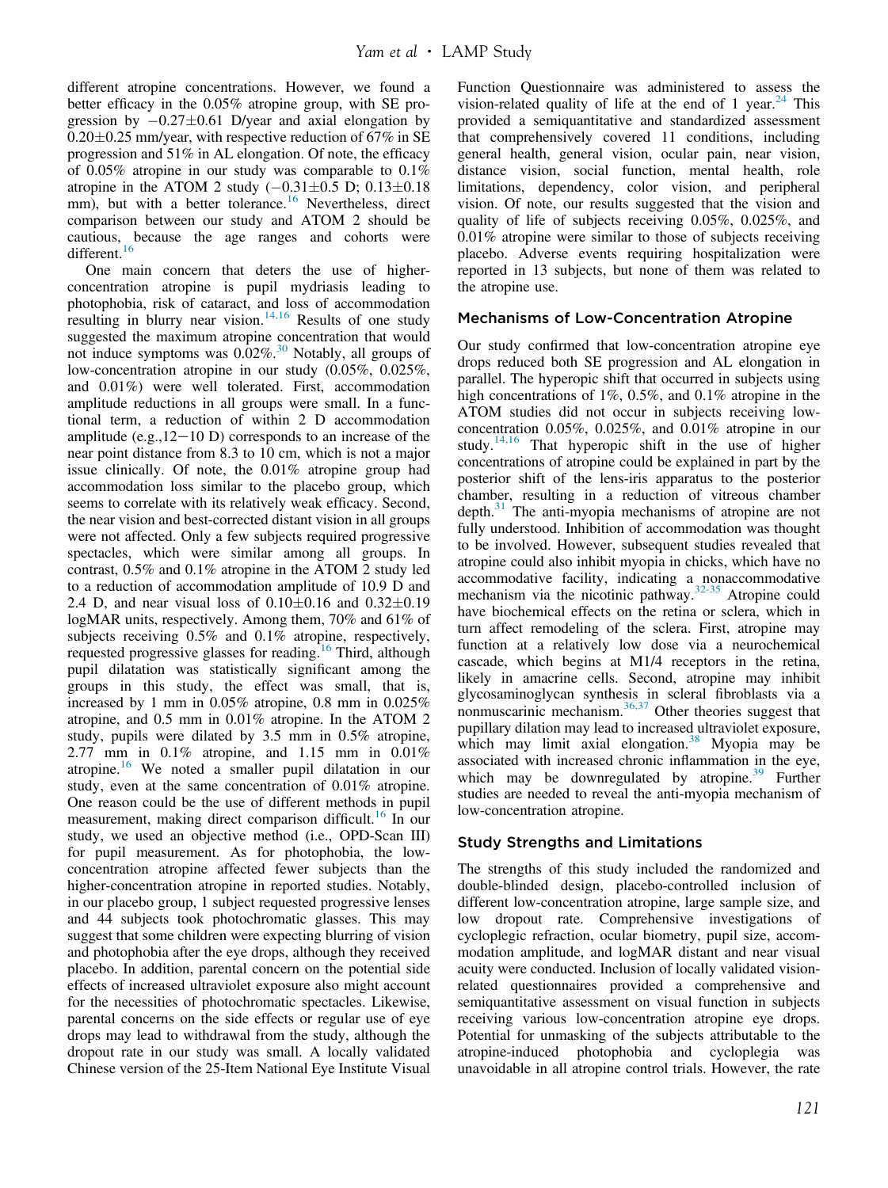different atropine concentrations. However, we found a better efficacy in the 0.05% atropine group, with SE progression by −0.27±0.61 D/year and axial elongation by 0.20±0.25 mm/year, with respective reduction of 67% in SE progression and 51% in AL elongation. Of note, the efficacy of 0.05% atropine in our study was comparable to 0.1% atropine in the ATOM 2 study (−0.31±0.5 D; 0.13±0.18 mm), but with a better tolerance.[16] Nevertheless, direct comparison between our study and ATOM 2 should be cautious, because the age ranges and cohorts were different.[16]

One main concern that deters the use of higher-concentration atropine is pupil mydriasis leading to photophobia, risk of cataract, and loss of accommodation resulting in blurry near vision.[14,16] Results of one study suggested the maximum atropine concentration that would not induce symptoms was 0.02%.[30] Notably, all groups of low-concentration atropine in our study (0.05%, 0.025%, and 0.01%) were well tolerated. First, accommodation amplitude reductions in all groups were small. In a functional term, a reduction of within 2 D accommodation amplitude (e.g.,12−10 D) corresponds to an increase of the near point distance from 8.3 to 10 cm, which is not a major issue clinically. Of note, the 0.01% atropine group had accommodation loss similar to the placebo group, which seems to correlate with its relatively weak efficacy. Second, the near vision and best-corrected distant vision in all groups were not affected. Only a few subjects required progressive spectacles, which were similar among all groups. In contrast, 0.5% and 0.1% atropine in the ATOM 2 study led to a reduction of accommodation amplitude of 10.9 D and 2.4 D, and near visual loss of 0.10±0.16 and 0.32±0.19 logMAR units, respectively. Among them, 70% and 61% of subjects receiving 0.5% and 0.1% atropine, respectively, requested progressive glasses for reading.[16] Third, although pupil dilatation was statistically significant among the groups in this study, the effect was small, that is, increased by 1 mm in 0.05% atropine, 0.8 mm in 0.025% atropine, and 0.5 mm in 0.01% atropine. In the ATOM 2 study, pupils were dilated by 3.5 mm in 0.5% atropine, 2.77 mm in 0.1% atropine, and 1.15 mm in 0.01% atropine.[16] We noted a smaller pupil dilatation in our study, even at the same concentration of 0.01% atropine. One reason could be the use of different methods in pupil measurement, making direct comparison difficult.[16] In our study, we used an objective method (i.e., OPD-Scan III) for pupil measurement. As for photophobia, the low-concentration atropine affected fewer subjects than the higher-concentration atropine in reported studies. Notably, in our placebo group, 1 subject requested progressive lenses and 44 subjects took photochromatic glasses. This may suggest that some children were expecting blurring of vision and photophobia after the eye drops, although they received placebo. In addition, parental concern on the potential side effects of increased ultraviolet exposure also might account for the necessities of photochromatic spectacles. Likewise, parental concerns on the side effects or regular use of eye drops may lead to withdrawal from the study, although the dropout rate in our study was small. A locally validated Chinese version of the 25-Item National Eye Institute Visual Function Questionnaire was administered to assess the vision-related quality of life at the end of 1 year.[24] This provided a semiquantitative and standardized assessment that comprehensively covered 11 conditions, including general health, general vision, ocular pain, near vision, distance vision, social function, mental health, role limitations, dependency, color vision, and peripheral vision. Of note, our results suggested that the vision and quality of life of subjects receiving 0.05%, 0.025%, and 0.01% atropine were similar to those of subjects receiving placebo. Adverse events requiring hospitalization were reported in 13 subjects, but none of them was related to the atropine use.

## Mechanisms of Low-Concentration Atropine

Our study confirmed that low-concentration atropine eye drops reduced both SE progression and AL elongation in parallel. The hyperopic shift that occurred in subjects using high concentrations of 1%, 0.5%, and 0.1% atropine in the ATOM studies did not occur in subjects receiving low-concentration 0.05%, 0.025%, and 0.01% atropine in our study.[14,16] That hyperopic shift in the use of higher concentrations of atropine could be explained in part by the posterior shift of the lens-iris apparatus to the posterior chamber, resulting in a reduction of vitreous chamber depth.[31] The anti-myopia mechanisms of atropine are not fully understood. Inhibition of accommodation was thought to be involved. However, subsequent studies revealed that atropine could also inhibit myopia in chicks, which have no accommodative facility, indicating a nonaccommodative mechanism via the nicotinic pathway.[32-35] Atropine could have biochemical effects on the retina or sclera, which in turn affect remodeling of the sclera. First, atropine may function at a relatively low dose via a neurochemical cascade, which begins at M1/4 receptors in the retina, likely in amacrine cells. Second, atropine may inhibit glycosaminoglycan synthesis in scleral fibroblasts via a nonmuscarinic mechanism.[36,37] Other theories suggest that pupillary dilation may lead to increased ultraviolet exposure, which may limit axial elongation.[38] Myopia may be associated with increased chronic inflammation in the eye, which may be downregulated by atropine.[39] Further studies are needed to reveal the anti-myopia mechanism of low-concentration atropine.

## Study Strengths and Limitations

The strengths of this study included the randomized and double-blinded design, placebo-controlled inclusion of different low-concentration atropine, large sample size, and low dropout rate. Comprehensive investigations of cycloplegic refraction, ocular biometry, pupil size, accommodation amplitude, and logMAR distant and near visual acuity were conducted. Inclusion of locally validated vision-related questionnaires provided a comprehensive and semiquantitative assessment on visual function in subjects receiving various low-concentration atropine eye drops. Potential for unmasking of the subjects attributable to the atropine-induced photophobia and cycloplegia was unavoidable in all atropine control trials. However, the rate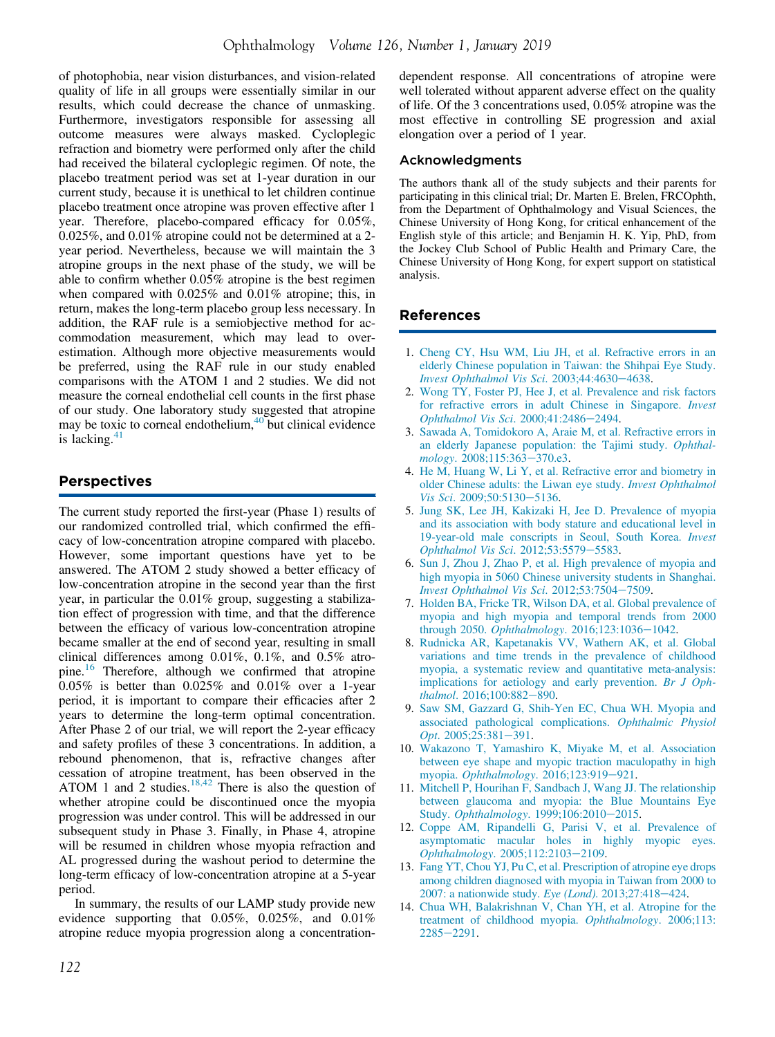of photophobia, near vision disturbances, and vision-related quality of life in all groups were essentially similar in our results, which could decrease the chance of unmasking. Furthermore, investigators responsible for assessing all outcome measures were always masked. Cycloplegic refraction and biometry were performed only after the child had received the bilateral cycloplegic regimen. Of note, the placebo treatment period was set at 1-year duration in our current study, because it is unethical to let children continue placebo treatment once atropine was proven effective after 1 year. Therefore, placebo-compared efficacy for 0.05%, 0.025%, and 0.01% atropine could not be determined at a 2-year period. Nevertheless, because we will maintain the 3 atropine groups in the next phase of the study, we will be able to confirm whether 0.05% atropine is the best regimen when compared with 0.025% and 0.01% atropine; this, in return, makes the long-term placebo group less necessary. In addition, the RAF rule is a semiobjective method for accommodation measurement, which may lead to overestimation. Although more objective measurements would be preferred, using the RAF rule in our study enabled comparisons with the ATOM 1 and 2 studies. We did not measure the corneal endothelial cell counts in the first phase of our study. One laboratory study suggested that atropine may be toxic to corneal endothelium,[40] but clinical evidence is lacking.[41]

## Perspectives

The current study reported the first-year (Phase 1) results of our randomized controlled trial, which confirmed the efficacy of low-concentration atropine compared with placebo. However, some important questions have yet to be answered. The ATOM 2 study showed a better efficacy of low-concentration atropine in the second year than the first year, in particular the 0.01% group, suggesting a stabilization effect of progression with time, and that the difference between the efficacy of various low-concentration atropine became smaller at the end of second year, resulting in small clinical differences among 0.01%, 0.1%, and 0.5% atropine.[16] Therefore, although we confirmed that atropine 0.05% is better than 0.025% and 0.01% over a 1-year period, it is important to compare their efficacies after 2 years to determine the long-term optimal concentration. After Phase 2 of our trial, we will report the 2-year efficacy and safety profiles of these 3 concentrations. In addition, a rebound phenomenon, that is, refractive changes after cessation of atropine treatment, has been observed in the ATOM 1 and 2 studies.[18,42] There is also the question of whether atropine could be discontinued once the myopia progression was under control. This will be addressed in our subsequent study in Phase 3. Finally, in Phase 4, atropine will be resumed in children whose myopia refraction and AL progressed during the washout period to determine the long-term efficacy of low-concentration atropine at a 5-year period.

In summary, the results of our LAMP study provide new evidence supporting that 0.05%, 0.025%, and 0.01% atropine reduce myopia progression along a concentration-dependent response. All concentrations of atropine were well tolerated without apparent adverse effect on the quality of life. Of the 3 concentrations used, 0.05% atropine was the most effective in controlling SE progression and axial elongation over a period of 1 year.

## Acknowledgments

The authors thank all of the study subjects and their parents for participating in this clinical trial; Dr. Marten E. Brelen, FRCOphth, from the Department of Ophthalmology and Visual Sciences, the Chinese University of Hong Kong, for critical enhancement of the English style of this article; and Benjamin H. K. Yip, PhD, from the Jockey Club School of Public Health and Primary Care, the Chinese University of Hong Kong, for expert support on statistical analysis.

## References

1. Cheng CY, Hsu WM, Liu JH, et al. Refractive errors in an elderly Chinese population in Taiwan: the Shihpai Eye Study. *Invest Ophthalmol Vis Sci*. 2003;44:4630−4638.
2. Wong TY, Foster PJ, Hee J, et al. Prevalence and risk factors for refractive errors in adult Chinese in Singapore. *Invest Ophthalmol Vis Sci*. 2000;41:2486−2494.
3. Sawada A, Tomidokoro A, Araie M, et al. Refractive errors in an elderly Japanese population: the Tajimi study. *Ophthalmology*. 2008;115:363−370.e3.
4. He M, Huang W, Li Y, et al. Refractive error and biometry in older Chinese adults: the Liwan eye study. *Invest Ophthalmol Vis Sci*. 2009;50:5130−5136.
5. Jung SK, Lee JH, Kakizaki H, Jee D. Prevalence of myopia and its association with body stature and educational level in 19-year-old male conscripts in Seoul, South Korea. *Invest Ophthalmol Vis Sci*. 2012;53:5579−5583.
6. Sun J, Zhou J, Zhao P, et al. High prevalence of myopia and high myopia in 5060 Chinese university students in Shanghai. *Invest Ophthalmol Vis Sci*. 2012;53:7504−7509.
7. Holden BA, Fricke TR, Wilson DA, et al. Global prevalence of myopia and high myopia and temporal trends from 2000 through 2050. *Ophthalmology*. 2016;123:1036−1042.
8. Rudnicka AR, Kapetanakis VV, Wathern AK, et al. Global variations and time trends in the prevalence of childhood myopia, a systematic review and quantitative meta-analysis: implications for aetiology and early prevention. *Br J Ophthalmol*. 2016;100:882−890.
9. Saw SM, Gazzard G, Shih-Yen EC, Chua WH. Myopia and associated pathological complications. *Ophthalmic Physiol Opt*. 2005;25:381−391.
10. Wakazono T, Yamashiro K, Miyake M, et al. Association between eye shape and myopic traction maculopathy in high myopia. *Ophthalmology*. 2016;123:919−921.
11. Mitchell P, Hourihan F, Sandbach J, Wang JJ. The relationship between glaucoma and myopia: the Blue Mountains Eye Study. *Ophthalmology*. 1999;106:2010−2015.
12. Coppe AM, Ripandelli G, Parisi V, et al. Prevalence of asymptomatic macular holes in highly myopic eyes. *Ophthalmology*. 2005;112:2103−2109.
13. Fang YT, Chou YJ, Pu C, et al. Prescription of atropine eye drops among children diagnosed with myopia in Taiwan from 2000 to 2007: a nationwide study. *Eye (Lond)*. 2013;27:418−424.
14. Chua WH, Balakrishnan V, Chan YH, et al. Atropine for the treatment of childhood myopia. *Ophthalmology*. 2006;113:2285−2291.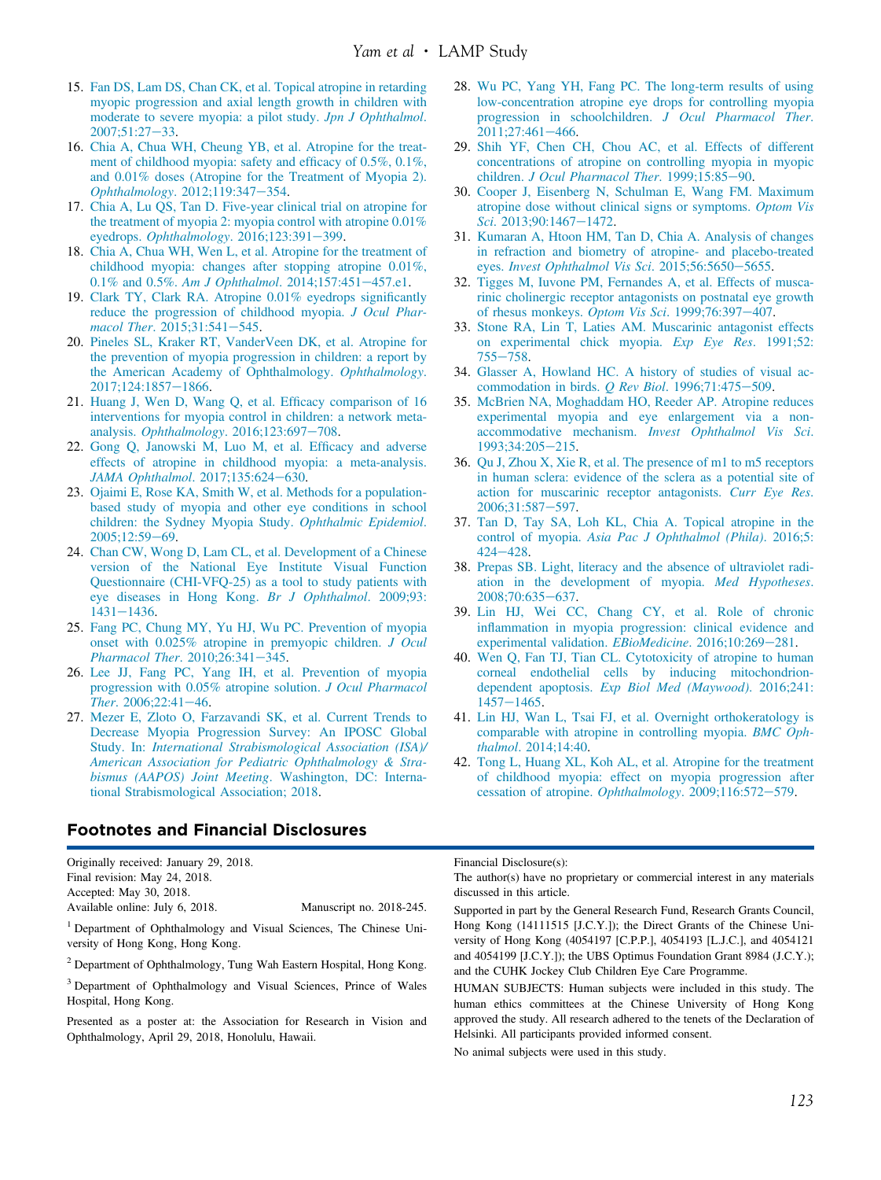15. Fan DS, Lam DS, Chan CK, et al. Topical atropine in retarding myopic progression and axial length growth in children with moderate to severe myopia: a pilot study. *Jpn J Ophthalmol*. 2007;51:27–33.
16. Chia A, Chua WH, Cheung YB, et al. Atropine for the treatment of childhood myopia: safety and efficacy of 0.5%, 0.1%, and 0.01% doses (Atropine for the Treatment of Myopia 2). *Ophthalmology*. 2012;119:347–354.
17. Chia A, Lu QS, Tan D. Five-year clinical trial on atropine for the treatment of myopia 2: myopia control with atropine 0.01% eyedrops. *Ophthalmology*. 2016;123:391–399.
18. Chia A, Chua WH, Wen L, et al. Atropine for the treatment of childhood myopia: changes after stopping atropine 0.01%, 0.1% and 0.5%. *Am J Ophthalmol*. 2014;157:451–457.e1.
19. Clark TY, Clark RA. Atropine 0.01% eyedrops significantly reduce the progression of childhood myopia. *J Ocul Pharmacol Ther*. 2015;31:541–545.
20. Pineles SL, Kraker RT, VanderVeen DK, et al. Atropine for the prevention of myopia progression in children: a report by the American Academy of Ophthalmology. *Ophthalmology*. 2017;124:1857–1866.
21. Huang J, Wen D, Wang Q, et al. Efficacy comparison of 16 interventions for myopia control in children: a network meta-analysis. *Ophthalmology*. 2016;123:697–708.
22. Gong Q, Janowski M, Luo M, et al. Efficacy and adverse effects of atropine in childhood myopia: a meta-analysis. *JAMA Ophthalmol*. 2017;135:624–630.
23. Ojaimi E, Rose KA, Smith W, et al. Methods for a population-based study of myopia and other eye conditions in school children: the Sydney Myopia Study. *Ophthalmic Epidemiol*. 2005;12:59–69.
24. Chan CW, Wong D, Lam CL, et al. Development of a Chinese version of the National Eye Institute Visual Function Questionnaire (CHI-VFQ-25) as a tool to study patients with eye diseases in Hong Kong. *Br J Ophthalmol*. 2009;93:1431–1436.
25. Fang PC, Chung MY, Yu HJ, Wu PC. Prevention of myopia onset with 0.025% atropine in premyopic children. *J Ocul Pharmacol Ther*. 2010;26:341–345.
26. Lee JJ, Fang PC, Yang IH, et al. Prevention of myopia progression with 0.05% atropine solution. *J Ocul Pharmacol Ther*. 2006;22:41–46.
27. Mezer E, Zloto O, Farzavandi SK, et al. Current Trends to Decrease Myopia Progression Survey: An IPOSC Global Study. In: *International Strabismological Association (ISA)/ American Association for Pediatric Ophthalmology & Strabismus (AAPOS) Joint Meeting*. Washington, DC: International Strabismological Association; 2018.
28. Wu PC, Yang YH, Fang PC. The long-term results of using low-concentration atropine eye drops for controlling myopia progression in schoolchildren. *J Ocul Pharmacol Ther*. 2011;27:461–466.
29. Shih YF, Chen CH, Chou AC, et al. Effects of different concentrations of atropine on controlling myopia in myopic children. *J Ocul Pharmacol Ther*. 1999;15:85–90.
30. Cooper J, Eisenberg N, Schulman E, Wang FM. Maximum atropine dose without clinical signs or symptoms. *Optom Vis Sci*. 2013;90:1467–1472.
31. Kumaran A, Htoon HM, Tan D, Chia A. Analysis of changes in refraction and biometry of atropine- and placebo-treated eyes. *Invest Ophthalmol Vis Sci*. 2015;56:5650–5655.
32. Tigges M, Iuvone PM, Fernandes A, et al. Effects of muscarinic cholinergic receptor antagonists on postnatal eye growth of rhesus monkeys. *Optom Vis Sci*. 1999;76:397–407.
33. Stone RA, Lin T, Laties AM. Muscarinic antagonist effects on experimental chick myopia. *Exp Eye Res*. 1991;52: 755–758.
34. Glasser A, Howland HC. A history of studies of visual accommodation in birds. *Q Rev Biol*. 1996;71:475–509.
35. McBrien NA, Moghaddam HO, Reeder AP. Atropine reduces experimental myopia and eye enlargement via a non-accommodative mechanism. *Invest Ophthalmol Vis Sci*. 1993;34:205–215.
36. Qu J, Zhou X, Xie R, et al. The presence of m1 to m5 receptors in human sclera: evidence of the sclera as a potential site of action for muscarinic receptor antagonists. *Curr Eye Res*. 2006;31:587–597.
37. Tan D, Tay SA, Loh KL, Chia A. Topical atropine in the control of myopia. *Asia Pac J Ophthalmol (Phila)*. 2016;5: 424–428.
38. Prepas SB. Light, literacy and the absence of ultraviolet radiation in the development of myopia. *Med Hypotheses*. 2008;70:635–637.
39. Lin HJ, Wei CC, Chang CY, et al. Role of chronic inflammation in myopia progression: clinical evidence and experimental validation. *EBioMedicine*. 2016;10:269–281.
40. Wen Q, Fan TJ, Tian CL. Cytotoxicity of atropine to human corneal endothelial cells by inducing mitochondrion-dependent apoptosis. *Exp Biol Med (Maywood)*. 2016;241: 1457–1465.
41. Lin HJ, Wan L, Tsai FJ, et al. Overnight orthokeratology is comparable with atropine in controlling myopia. *BMC Ophthalmol*. 2014;14:40.
42. Tong L, Huang XL, Koh AL, et al. Atropine for the treatment of childhood myopia: effect on myopia progression after cessation of atropine. *Ophthalmology*. 2009;116:572–579.

## Footnotes and Financial Disclosures

Originally received: January 29, 2018.
Final revision: May 24, 2018.
Accepted: May 30, 2018.
Available online: July 6, 2018. Manuscript no. 2018-245.

[1] Department of Ophthalmology and Visual Sciences, The Chinese University of Hong Kong, Hong Kong.

[2] Department of Ophthalmology, Tung Wah Eastern Hospital, Hong Kong.

[3] Department of Ophthalmology and Visual Sciences, Prince of Wales Hospital, Hong Kong.

Presented as a poster at: the Association for Research in Vision and Ophthalmology, April 29, 2018, Honolulu, Hawaii.

Financial Disclosure(s):
The author(s) have no proprietary or commercial interest in any materials discussed in this article.

Supported in part by the General Research Fund, Research Grants Council, Hong Kong (14111515 [J.C.Y.]); the Direct Grants of the Chinese University of Hong Kong (4054197 [C.P.P.], 4054193 [L.J.C.], and 4054121 and 4054199 [J.C.Y.]); the UBS Optimus Foundation Grant 8984 (J.C.Y.); and the CUHK Jockey Club Children Eye Care Programme.

HUMAN SUBJECTS: Human subjects were included in this study. The human ethics committees at the Chinese University of Hong Kong approved the study. All research adhered to the tenets of the Declaration of Helsinki. All participants provided informed consent.

No animal subjects were used in this study.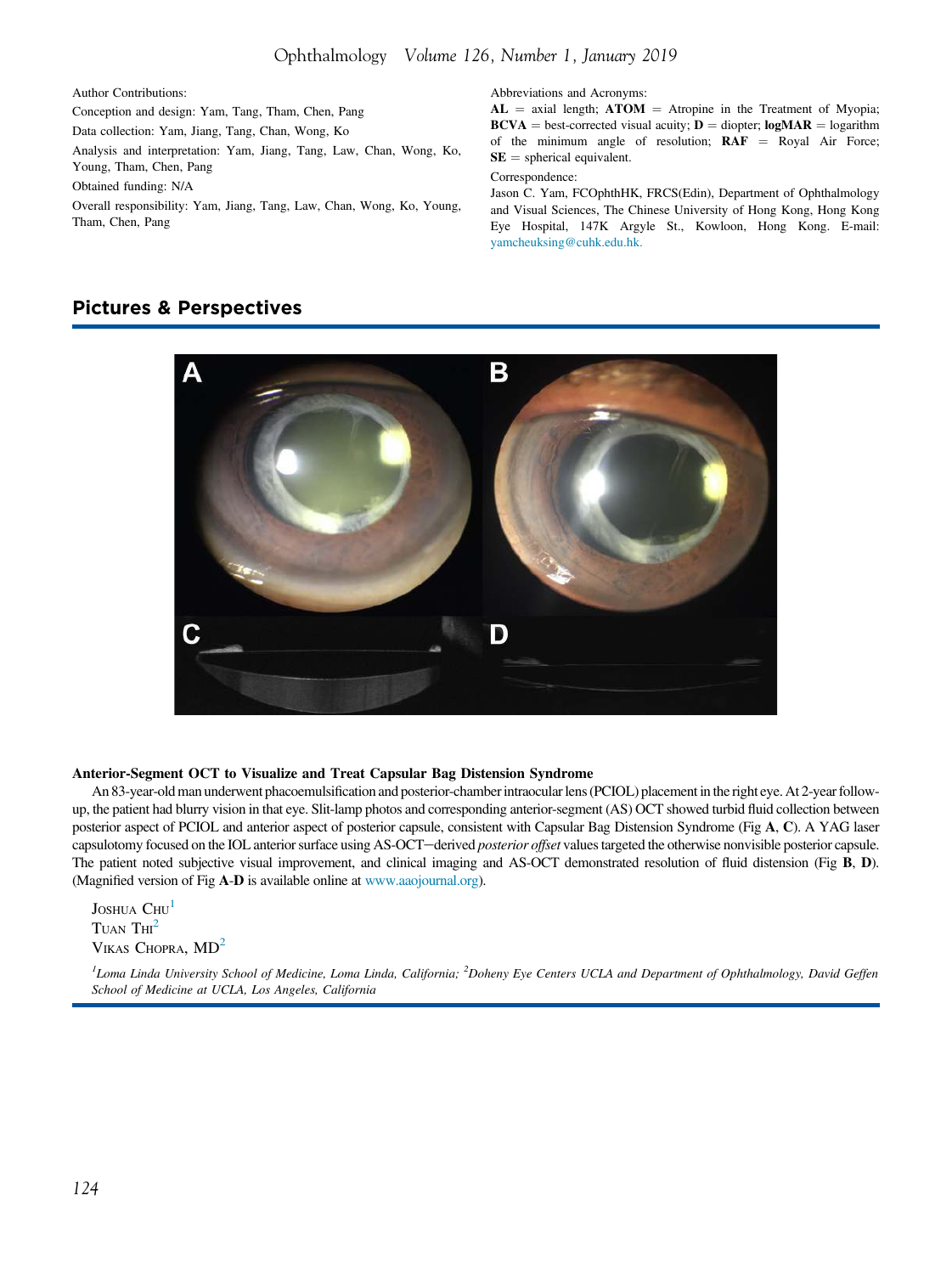Author Contributions:

Conception and design: Yam, Tang, Tham, Chen, Pang

Data collection: Yam, Jiang, Tang, Chan, Wong, Ko

Analysis and interpretation: Yam, Jiang, Tang, Law, Chan, Wong, Ko, Young, Tham, Chen, Pang

Obtained funding: N/A

Overall responsibility: Yam, Jiang, Tang, Law, Chan, Wong, Ko, Young, Tham, Chen, Pang

Abbreviations and Acronyms:

**AL** = axial length; **ATOM** = Atropine in the Treatment of Myopia; **BCVA** = best-corrected visual acuity; **D** = diopter; **logMAR** = logarithm of the minimum angle of resolution; **RAF** = Royal Air Force; **SE** = spherical equivalent.

Correspondence:

Jason C. Yam, FCOphthHK, FRCS(Edin), Department of Ophthalmology and Visual Sciences, The Chinese University of Hong Kong, Hong Kong Eye Hospital, 147K Argyle St., Kowloon, Hong Kong. E-mail: yamcheuksing@cuhk.edu.hk.

## Pictures & Perspectives

A

B

C

D

**Anterior-Segment OCT to Visualize and Treat Capsular Bag Distension Syndrome**

An 83-year-old man underwent phacoemulsification and posterior-chamber intraocular lens (PCIOL) placement in the right eye. At 2-year follow-up, the patient had blurry vision in that eye. Slit-lamp photos and corresponding anterior-segment (AS) OCT showed turbid fluid collection between posterior aspect of PCIOL and anterior aspect of posterior capsule, consistent with Capsular Bag Distension Syndrome (Fig **A**, **C**). A YAG laser capsulotomy focused on the IOL anterior surface using AS-OCT−derived *posterior offset* values targeted the otherwise nonvisible posterior capsule. The patient noted subjective visual improvement, and clinical imaging and AS-OCT demonstrated resolution of fluid distension (Fig **B**, **D**). (Magnified version of Fig **A**-**D** is available online at www.aaojournal.org).

Joshua Chu[1]
Tuan Thi[2]
Vikas Chopra, MD[2]

*[1]Loma Linda University School of Medicine, Loma Linda, California; [2]Doheny Eye Centers UCLA and Department of Ophthalmology, David Geffen School of Medicine at UCLA, Los Angeles, California*